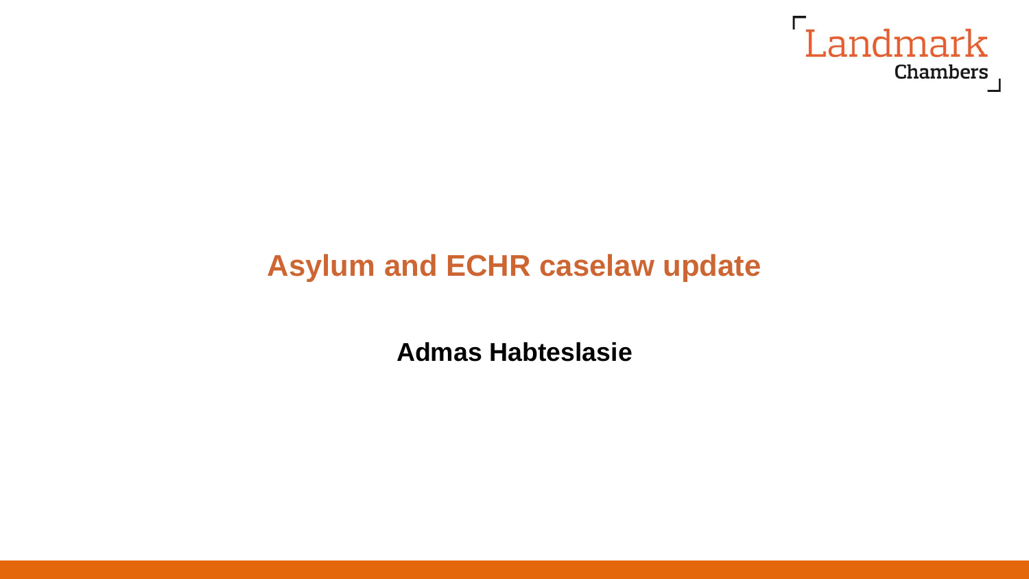Landmark Chambers

# Asylum and ECHR caselaw update

**Admas Habteslasie**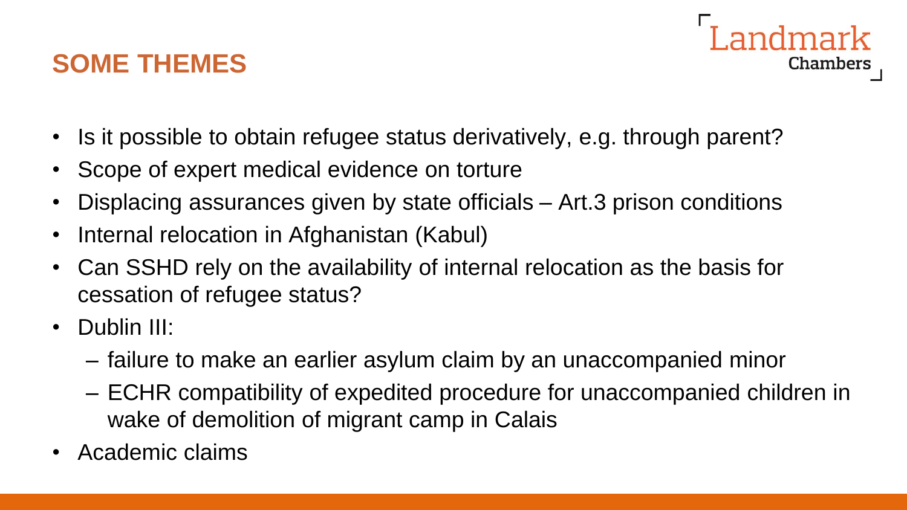## SOME THEMES

- Is it possible to obtain refugee status derivatively, e.g. through parent?
- Scope of expert medical evidence on torture
- Displacing assurances given by state officials – Art.3 prison conditions
- Internal relocation in Afghanistan (Kabul)
- Can SSHD rely on the availability of internal relocation as the basis for cessation of refugee status?
- Dublin III:
  - failure to make an earlier asylum claim by an unaccompanied minor
  - ECHR compatibility of expedited procedure for unaccompanied children in wake of demolition of migrant camp in Calais
- Academic claims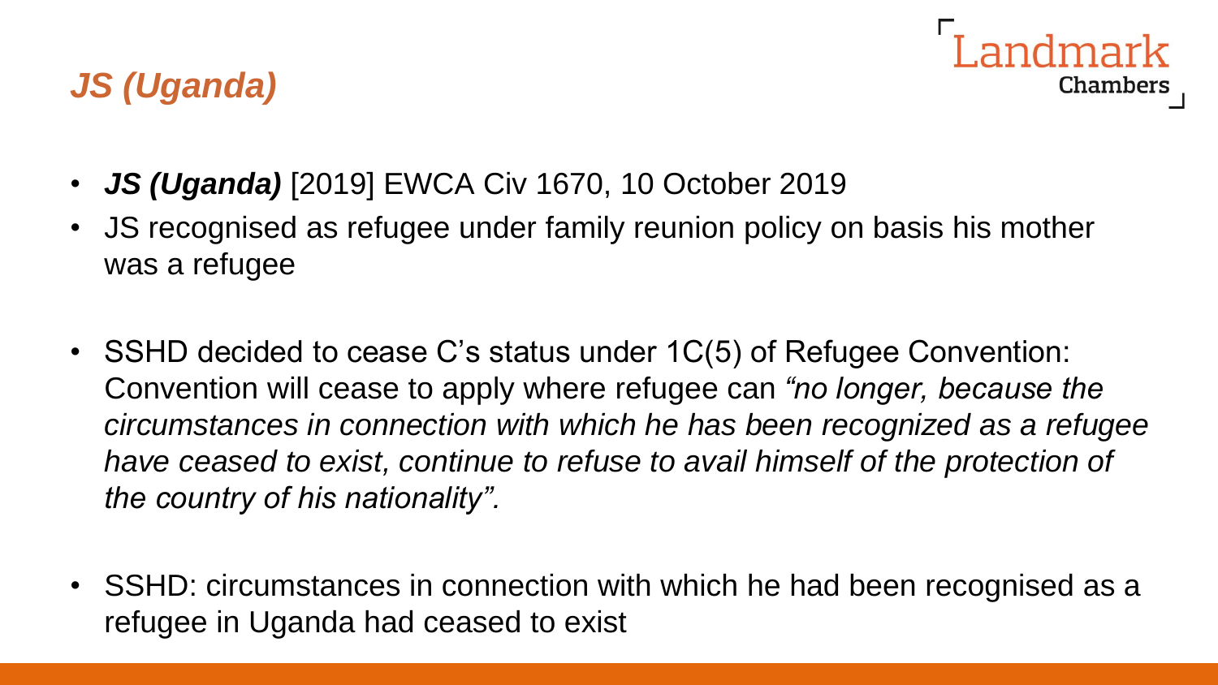## *JS (Uganda)*

- ***JS (Uganda)*** [2019] EWCA Civ 1670, 10 October 2019
- JS recognised as refugee under family reunion policy on basis his mother was a refugee
- SSHD decided to cease C's status under 1C(5) of Refugee Convention: Convention will cease to apply where refugee can *"no longer, because the circumstances in connection with which he has been recognized as a refugee have ceased to exist, continue to refuse to avail himself of the protection of the country of his nationality".*
- SSHD: circumstances in connection with which he had been recognised as a refugee in Uganda had ceased to exist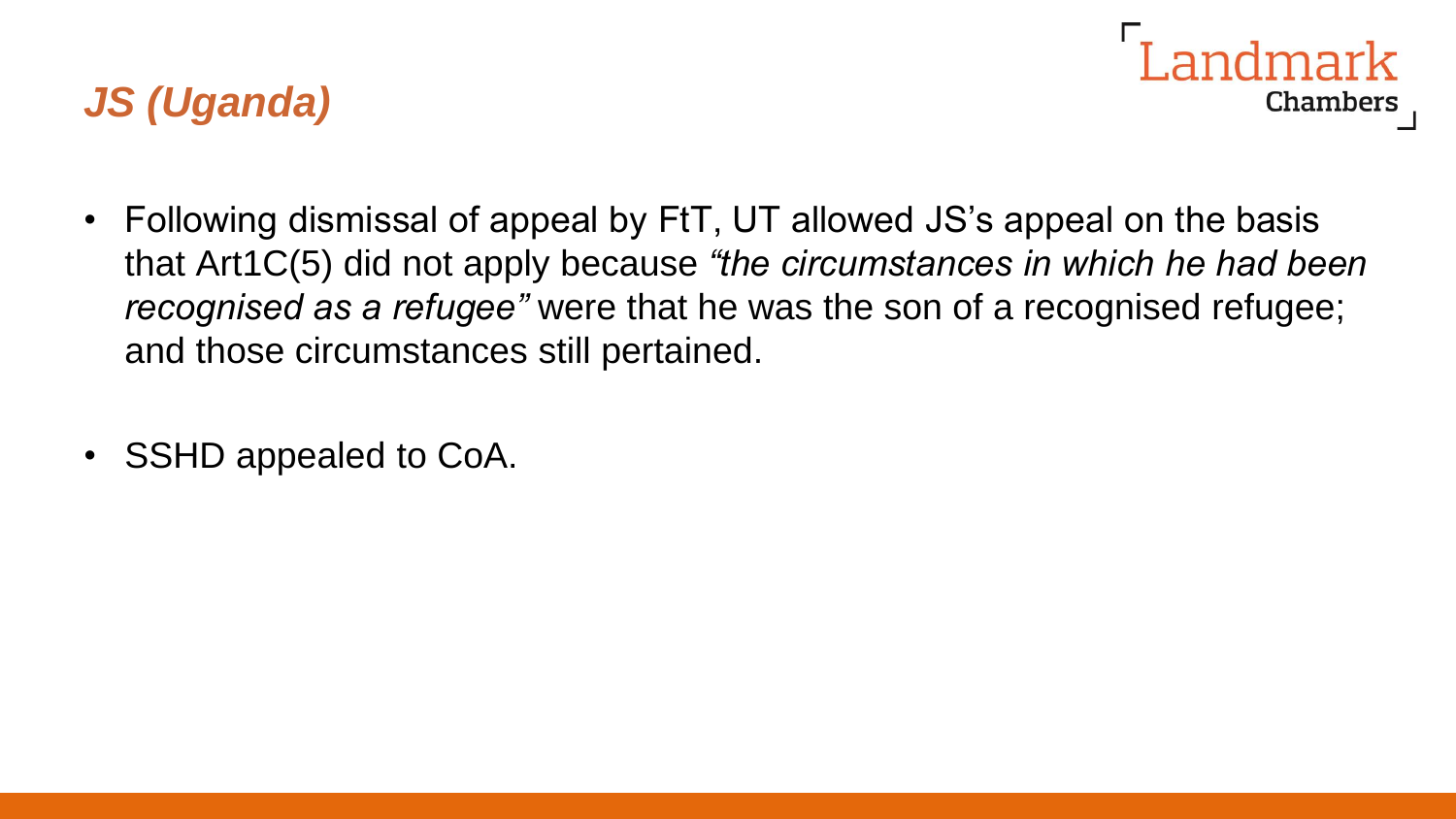## *JS (Uganda)*

- Following dismissal of appeal by FtT, UT allowed JS's appeal on the basis that Art1C(5) did not apply because *"the circumstances in which he had been recognised as a refugee"* were that he was the son of a recognised refugee; and those circumstances still pertained.

- SSHD appealed to CoA.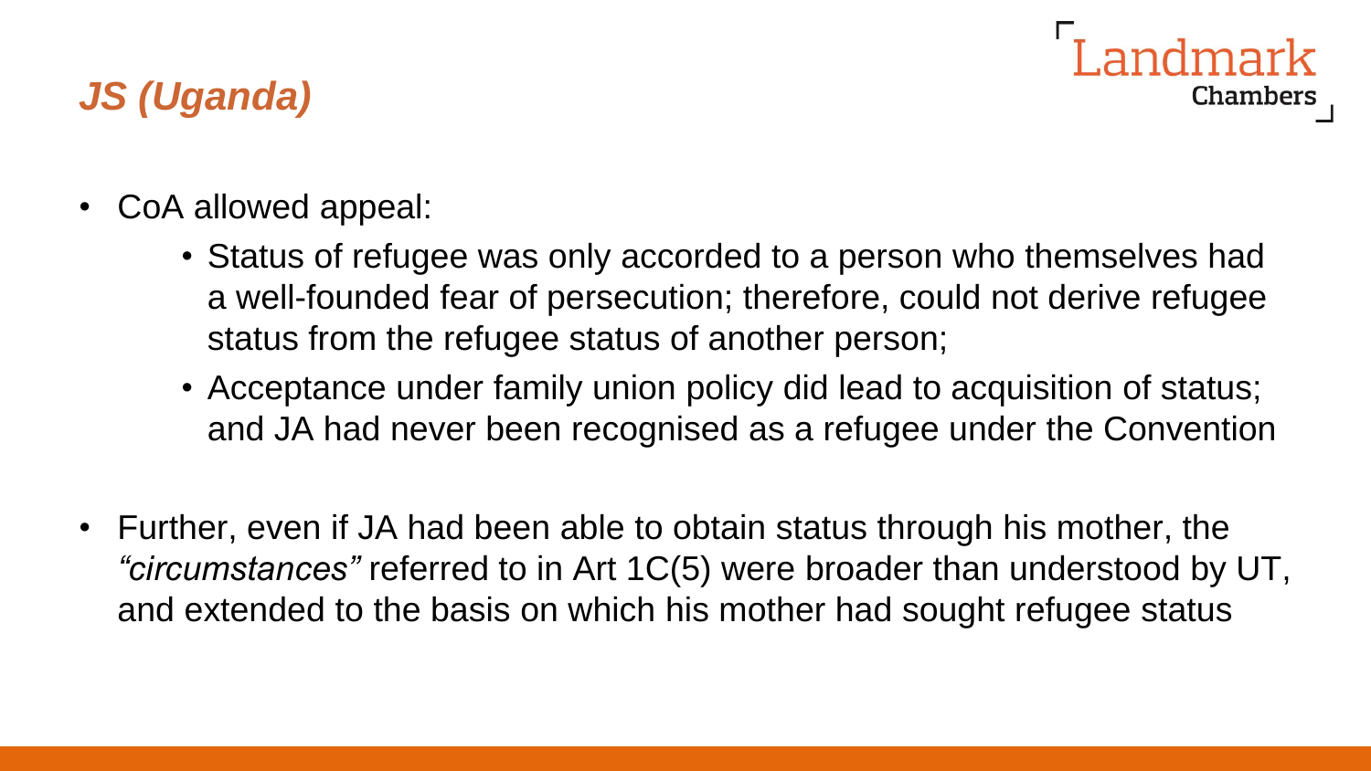# *JS (Uganda)*

- CoA allowed appeal:
  - Status of refugee was only accorded to a person who themselves had a well-founded fear of persecution; therefore, could not derive refugee status from the refugee status of another person;
  - Acceptance under family union policy did lead to acquisition of status; and JA had never been recognised as a refugee under the Convention
- Further, even if JA had been able to obtain status through his mother, the *"circumstances"* referred to in Art 1C(5) were broader than understood by UT, and extended to the basis on which his mother had sought refugee status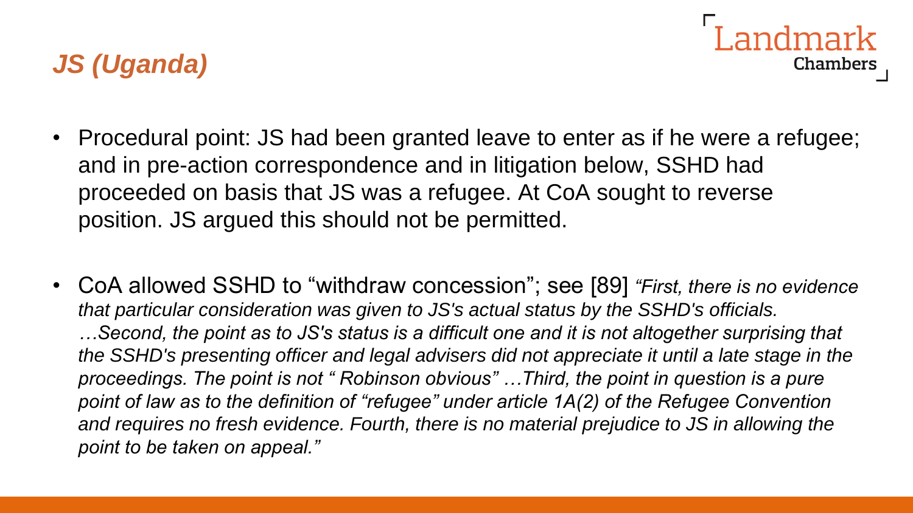## *JS (Uganda)*

- Procedural point: JS had been granted leave to enter as if he were a refugee; and in pre-action correspondence and in litigation below, SSHD had proceeded on basis that JS was a refugee. At CoA sought to reverse position. JS argued this should not be permitted.

- CoA allowed SSHD to "withdraw concession"; see [89] *"First, there is no evidence that particular consideration was given to JS's actual status by the SSHD's officials. …Second, the point as to JS's status is a difficult one and it is not altogether surprising that the SSHD's presenting officer and legal advisers did not appreciate it until a late stage in the proceedings. The point is not " Robinson obvious" …Third, the point in question is a pure point of law as to the definition of "refugee" under article 1A(2) of the Refugee Convention and requires no fresh evidence. Fourth, there is no material prejudice to JS in allowing the point to be taken on appeal."*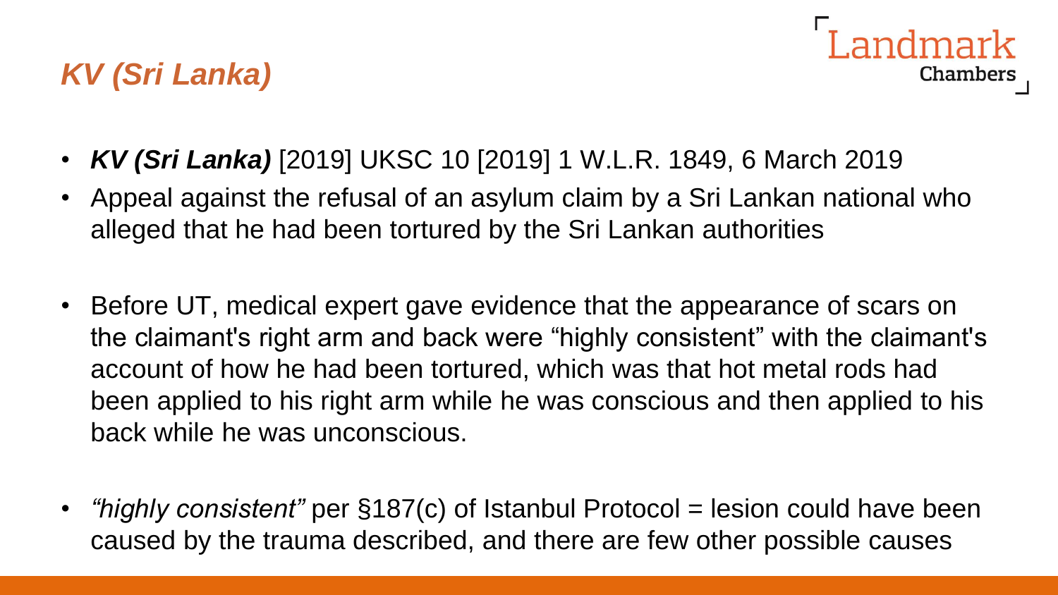# *KV (Sri Lanka)*

- ***KV (Sri Lanka)*** [2019] UKSC 10 [2019] 1 W.L.R. 1849, 6 March 2019
- Appeal against the refusal of an asylum claim by a Sri Lankan national who alleged that he had been tortured by the Sri Lankan authorities
- Before UT, medical expert gave evidence that the appearance of scars on the claimant's right arm and back were "highly consistent" with the claimant's account of how he had been tortured, which was that hot metal rods had been applied to his right arm while he was conscious and then applied to his back while he was unconscious.
- *"highly consistent"* per §187(c) of Istanbul Protocol = lesion could have been caused by the trauma described, and there are few other possible causes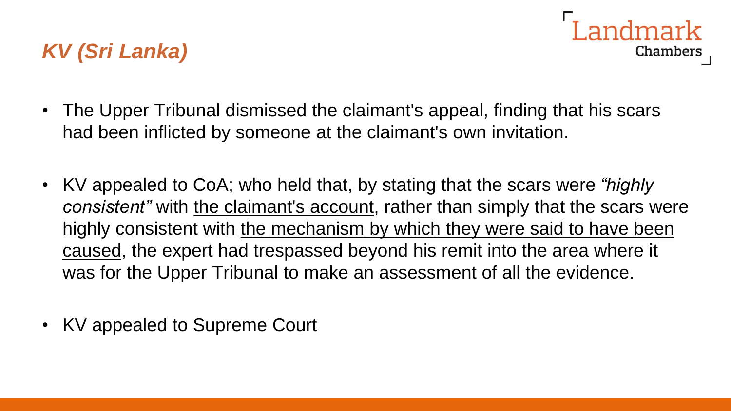## *KV (Sri Lanka)*

- The Upper Tribunal dismissed the claimant's appeal, finding that his scars had been inflicted by someone at the claimant's own invitation.
- KV appealed to CoA; who held that, by stating that the scars were *"highly consistent"* with <u>the claimant's account</u>, rather than simply that the scars were highly consistent with <u>the mechanism by which they were said to have been caused</u>, the expert had trespassed beyond his remit into the area where it was for the Upper Tribunal to make an assessment of all the evidence.
- KV appealed to Supreme Court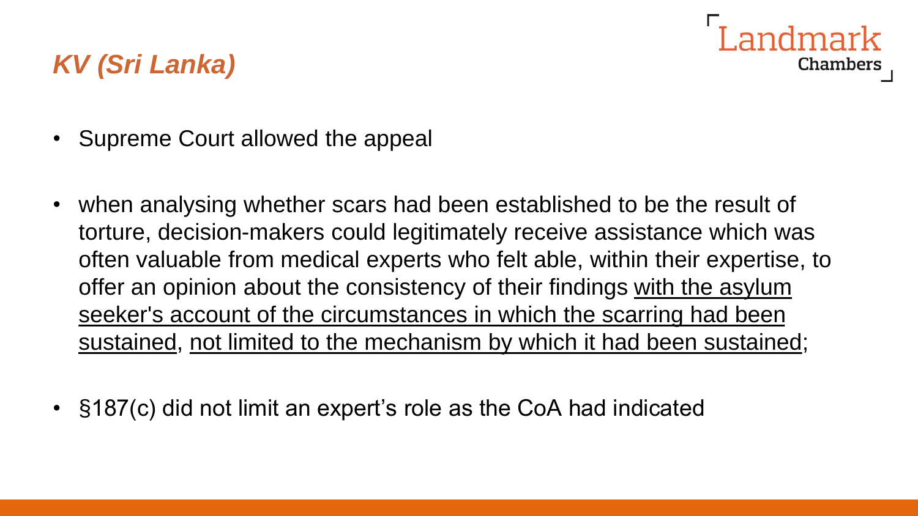# *KV (Sri Lanka)*

- Supreme Court allowed the appeal

- when analysing whether scars had been established to be the result of torture, decision-makers could legitimately receive assistance which was often valuable from medical experts who felt able, within their expertise, to offer an opinion about the consistency of their findings <u>with the asylum seeker's account of the circumstances in which the scarring had been sustained</u>, <u>not limited to the mechanism by which it had been sustained</u>;

- §187(c) did not limit an expert's role as the CoA had indicated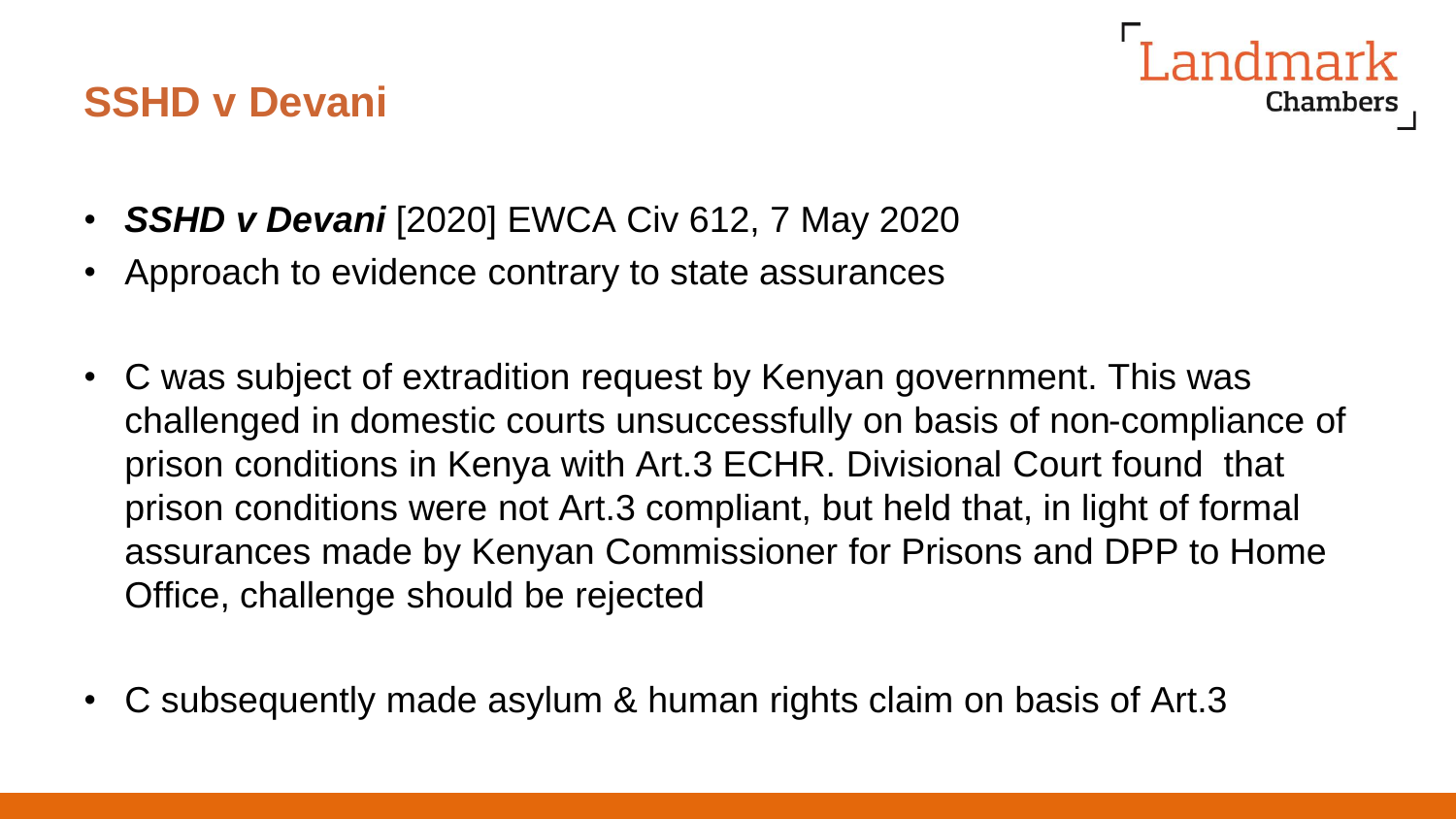## SSHD v Devani

- ***SSHD v Devani*** [2020] EWCA Civ 612, 7 May 2020
- Approach to evidence contrary to state assurances

- C was subject of extradition request by Kenyan government. This was challenged in domestic courts unsuccessfully on basis of non-compliance of prison conditions in Kenya with Art.3 ECHR. Divisional Court found that prison conditions were not Art.3 compliant, but held that, in light of formal assurances made by Kenyan Commissioner for Prisons and DPP to Home Office, challenge should be rejected

- C subsequently made asylum & human rights claim on basis of Art.3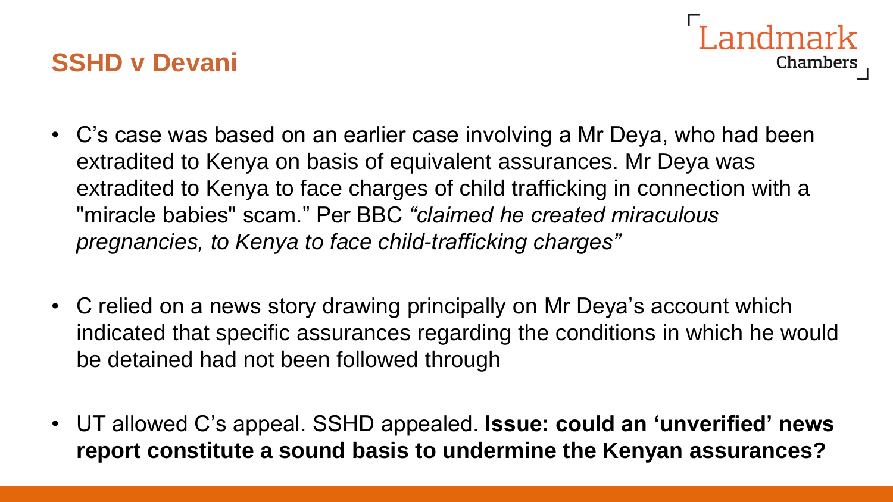## SSHD v Devani

- C’s case was based on an earlier case involving a Mr Deya, who had been extradited to Kenya on basis of equivalent assurances. Mr Deya was extradited to Kenya to face charges of child trafficking in connection with a "miracle babies" scam.” Per BBC *“claimed he created miraculous pregnancies, to Kenya to face child-trafficking charges”*

- C relied on a news story drawing principally on Mr Deya’s account which indicated that specific assurances regarding the conditions in which he would be detained had not been followed through

- UT allowed C’s appeal. SSHD appealed. **Issue: could an ‘unverified’ news report constitute a sound basis to undermine the Kenyan assurances?**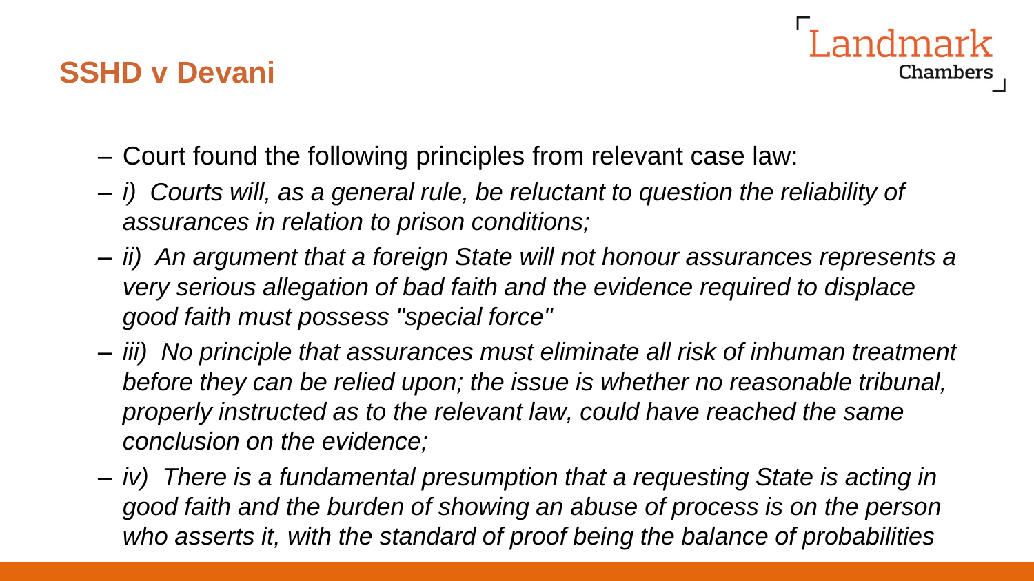## SSHD v Devani

- Court found the following principles from relevant case law:
- *i) Courts will, as a general rule, be reluctant to question the reliability of assurances in relation to prison conditions;*
- *ii) An argument that a foreign State will not honour assurances represents a very serious allegation of bad faith and the evidence required to displace good faith must possess "special force"*
- *iii) No principle that assurances must eliminate all risk of inhuman treatment before they can be relied upon; the issue is whether no reasonable tribunal, properly instructed as to the relevant law, could have reached the same conclusion on the evidence;*
- *iv) There is a fundamental presumption that a requesting State is acting in good faith and the burden of showing an abuse of process is on the person who asserts it, with the standard of proof being the balance of probabilities*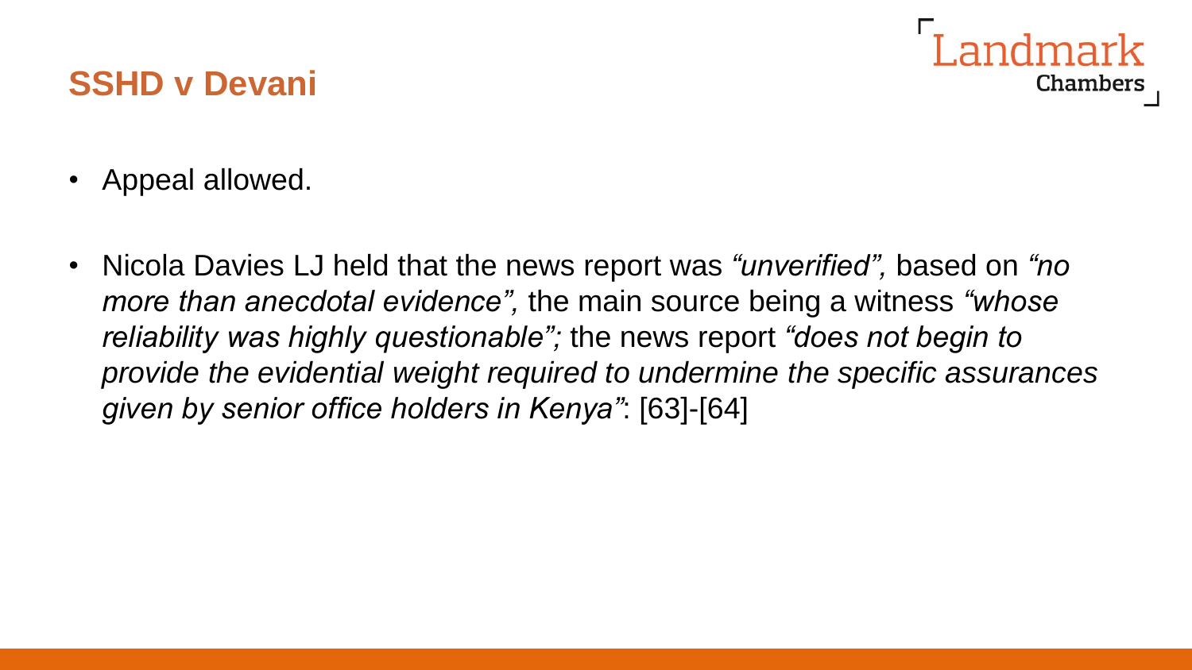## SSHD v Devani

- Appeal allowed.
- Nicola Davies LJ held that the news report was *"unverified",* based on *"no more than anecdotal evidence",* the main source being a witness *"whose reliability was highly questionable";* the news report *"does not begin to provide the evidential weight required to undermine the specific assurances given by senior office holders in Kenya"*: [63]-[64]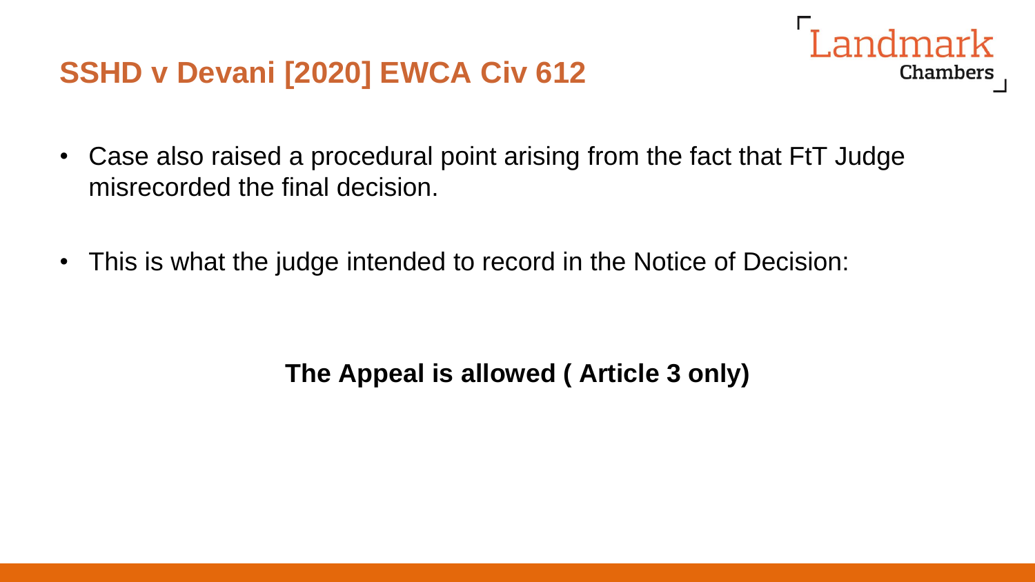## SSHD v Devani [2020] EWCA Civ 612

- Case also raised a procedural point arising from the fact that FtT Judge misrecorded the final decision.

- This is what the judge intended to record in the Notice of Decision:

**The Appeal is allowed ( Article 3 only)**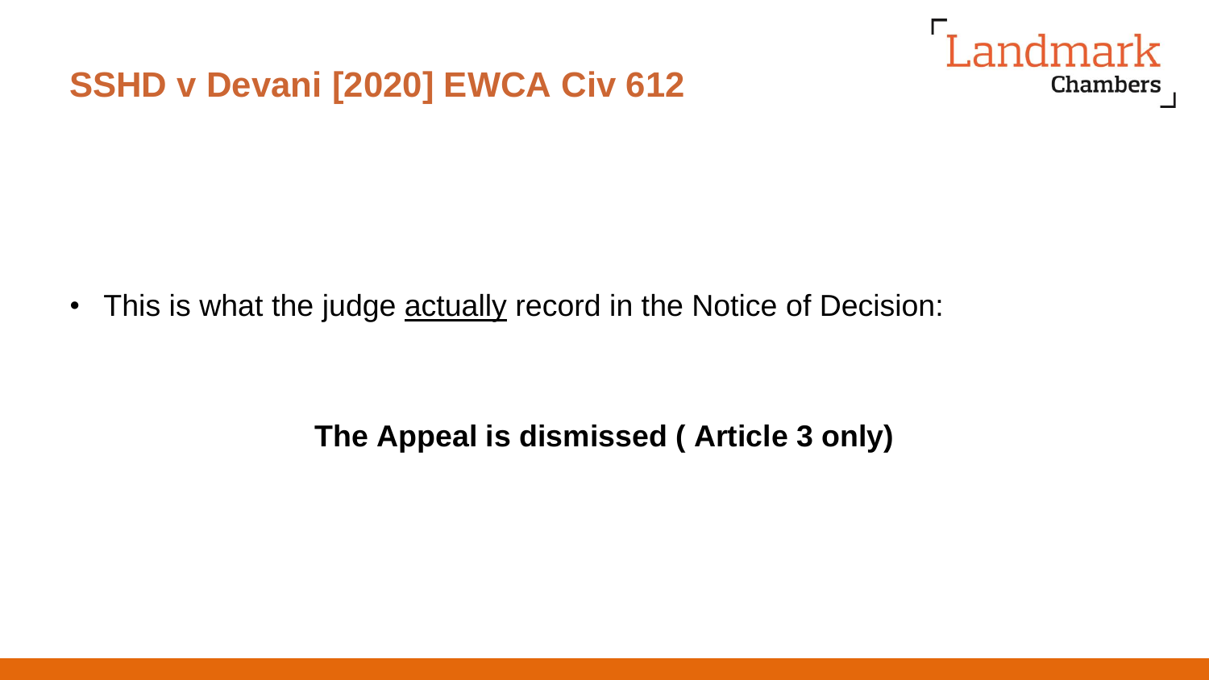# SSHD v Devani [2020] EWCA Civ 612

- This is what the judge <u>actually</u> record in the Notice of Decision:

**The Appeal is dismissed ( Article 3 only)**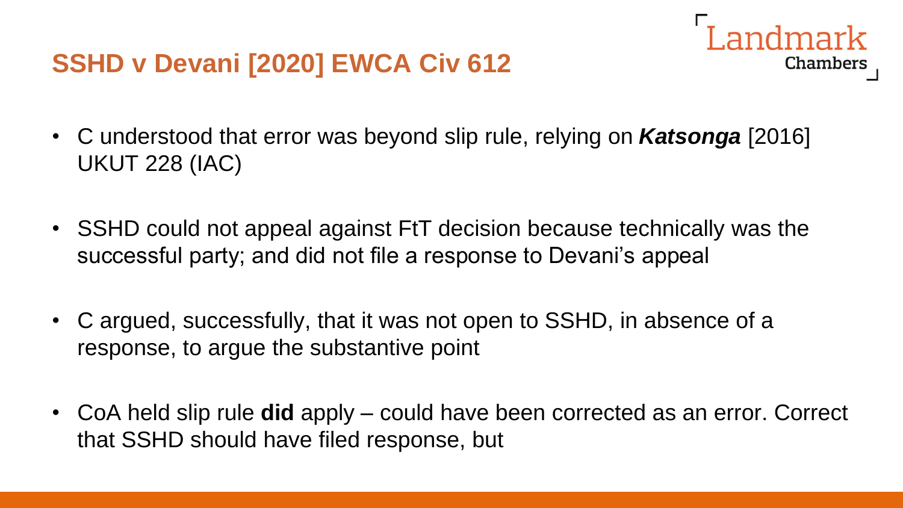## SSHD v Devani [2020] EWCA Civ 612

- C understood that error was beyond slip rule, relying on ***Katsonga*** [2016] UKUT 228 (IAC)
- SSHD could not appeal against FtT decision because technically was the successful party; and did not file a response to Devani's appeal
- C argued, successfully, that it was not open to SSHD, in absence of a response, to argue the substantive point
- CoA held slip rule **did** apply – could have been corrected as an error. Correct that SSHD should have filed response, but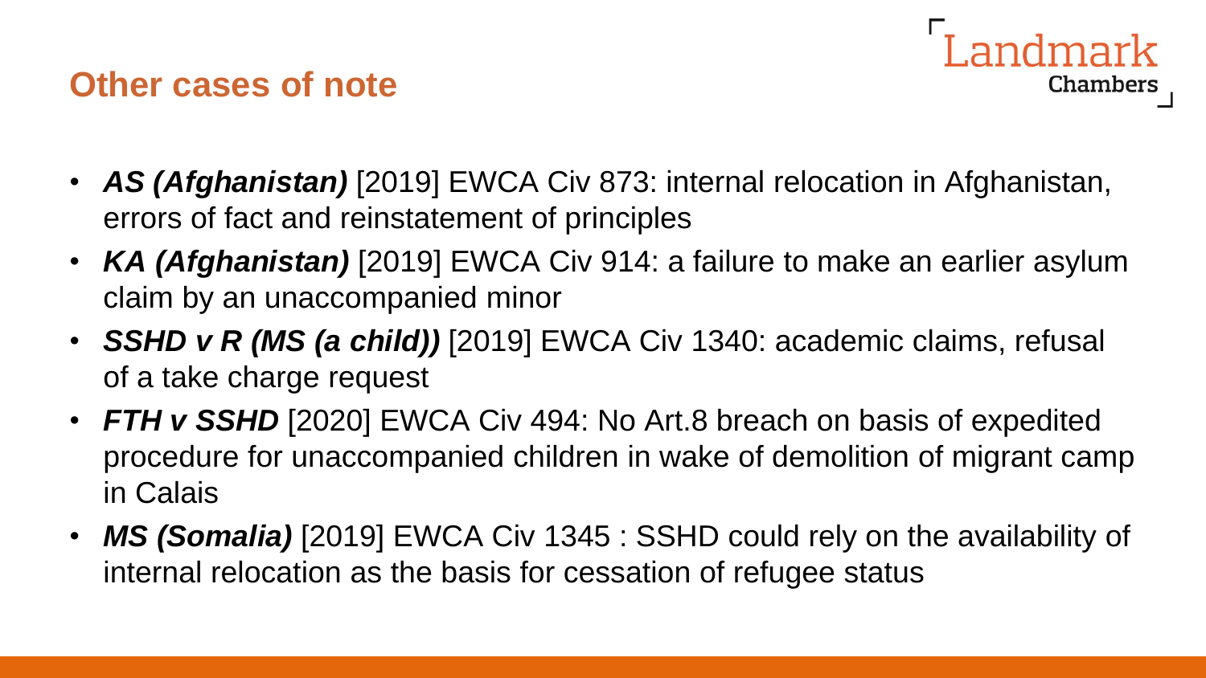## Other cases of note

- ***AS (Afghanistan)*** [2019] EWCA Civ 873: internal relocation in Afghanistan, errors of fact and reinstatement of principles
- ***KA (Afghanistan)*** [2019] EWCA Civ 914: a failure to make an earlier asylum claim by an unaccompanied minor
- ***SSHD v R (MS (a child))*** [2019] EWCA Civ 1340: academic claims, refusal of a take charge request
- ***FTH v SSHD*** [2020] EWCA Civ 494: No Art.8 breach on basis of expedited procedure for unaccompanied children in wake of demolition of migrant camp in Calais
- ***MS (Somalia)*** [2019] EWCA Civ 1345 : SSHD could rely on the availability of internal relocation as the basis for cessation of refugee status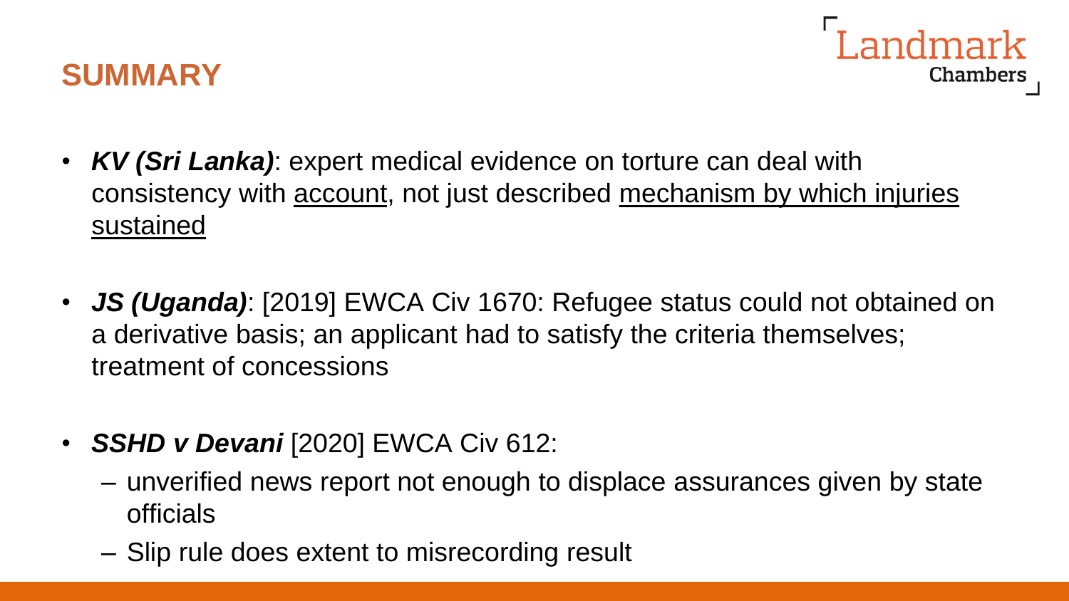## SUMMARY

- ***KV (Sri Lanka)***: expert medical evidence on torture can deal with consistency with <u>account</u>, not just described <u>mechanism by which injuries sustained</u>
- ***JS (Uganda)***: [2019] EWCA Civ 1670: Refugee status could not obtained on a derivative basis; an applicant had to satisfy the criteria themselves; treatment of concessions
- ***SSHD v Devani*** [2020] EWCA Civ 612:
  - unverified news report not enough to displace assurances given by state officials
  - Slip rule does extent to misrecording result